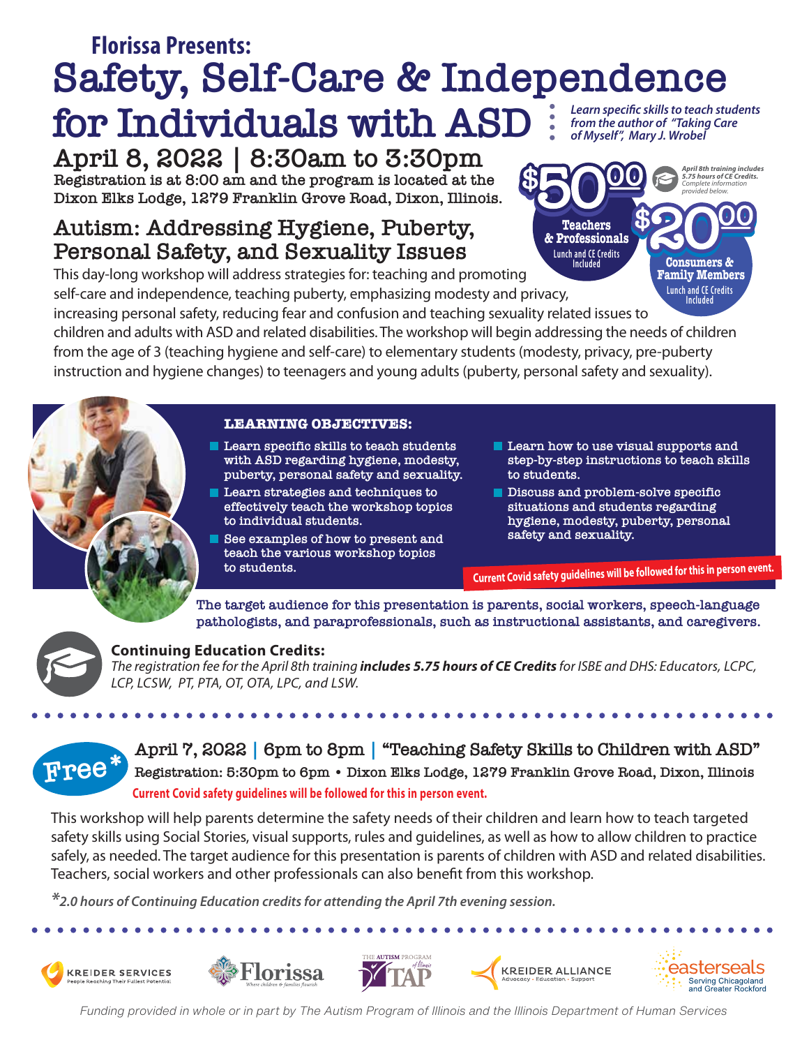**Florissa Presents:**

# Safety, Self-Care & Independence for Individuals with ASD

*Learn specific skills to teach students from the author of "Taking Care of Myself", Mary J. Wrobel*

## April 8, 2022 | 8:30am to 3:30pm

Registration is at 8:00 am and the program is located at the Dixon Elks Lodge, 1279 Franklin Grove Road, Dixon, Illinois.

**$50.00** — **Teachers & Professionals** — Lunch and CE Credits Included

**$20.00** — **Consumers & Family Members** — Lunch and CE Credits Included

*April 8th training includes 5.75 hours of CE Credits. Complete information provided below.*

## Autism: Addressing Hygiene, Puberty, Personal Safety, and Sexuality Issues

This day-long workshop will address strategies for: teaching and promoting self-care and independence, teaching puberty, emphasizing modesty and privacy, increasing personal safety, reducing fear and confusion and teaching sexuality related issues to children and adults with ASD and related disabilities. The workshop will begin addressing the needs of children from the age of 3 (teaching hygiene and self-care) to elementary students (modesty, privacy, pre-puberty instruction and hygiene changes) to teenagers and young adults (puberty, personal safety and sexuality).

### LEARNING OBJECTIVES:

- Learn specific skills to teach students with ASD regarding hygiene, modesty, puberty, personal safety and sexuality.
- Learn strategies and techniques to effectively teach the workshop topics to individual students.
- See examples of how to present and teach the various workshop topics to students.
- Learn how to use visual supports and step-by-step instructions to teach skills to students.
- Discuss and problem-solve specific situations and students regarding hygiene, modesty, puberty, personal safety and sexuality.

**Current Covid safety guidelines will be followed for this in person event.**

The target audience for this presentation is parents, social workers, speech-language pathologists, and paraprofessionals, such as instructional assistants, and caregivers.

**Continuing Education Credits:**

*The registration fee for the April 8th training **includes 5.75 hours of CE Credits** for ISBE and DHS: Educators, LCPC, LCP, LCSW, PT, PTA, OT, OTA, LPC, and LSW.*

---

**Free\***

## April 7, 2022 | 6pm to 8pm | "Teaching Safety Skills to Children with ASD"

Registration: 5:30pm to 6pm • Dixon Elks Lodge, 1279 Franklin Grove Road, Dixon, Illinois

**Current Covid safety guidelines will be followed for this in person event.**

This workshop will help parents determine the safety needs of their children and learn how to teach targeted safety skills using Social Stories, visual supports, rules and guidelines, as well as how to allow children to practice safely, as needed. The target audience for this presentation is parents of children with ASD and related disabilities. Teachers, social workers and other professionals can also benefit from this workshop.

*\*2.0 hours of Continuing Education credits for attending the April 7th evening session.*

---

KREIDER SERVICES — People Reaching Their Fullest Potential | Florissa — Where children & families flourish | THE AUTISM PROGRAM of Illinois TAP | KREIDER ALLIANCE — Advocacy · Education · Support | easterseals — Serving Chicagoland and Greater Rockford

*Funding provided in whole or in part by The Autism Program of Illinois and the Illinois Department of Human Services*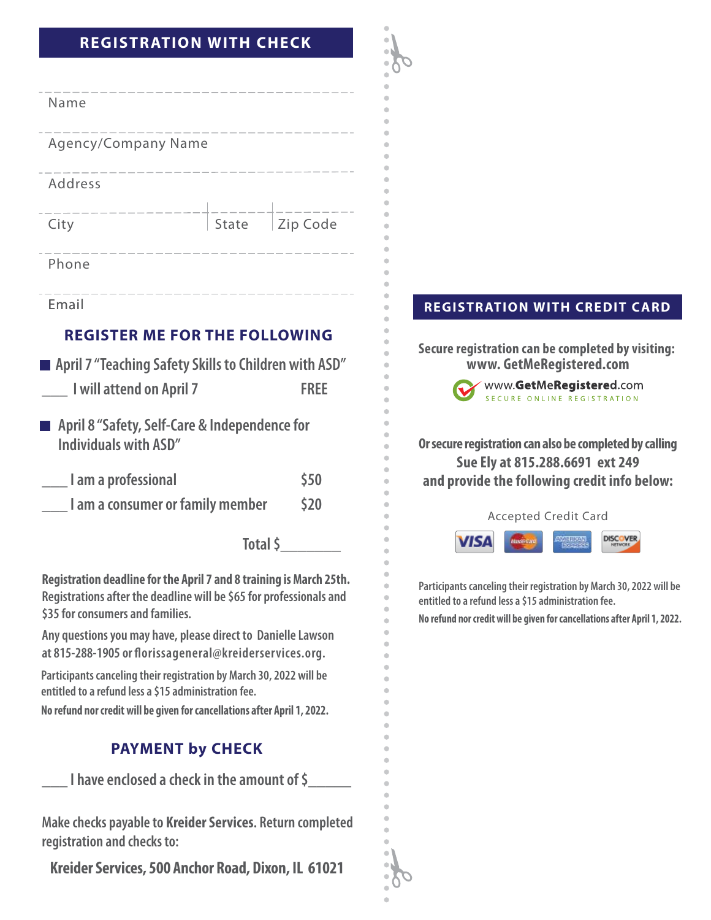## REGISTRATION WITH CHECK

Name

Agency/Company Name

Address

City | State | Zip Code

Phone

Email

### REGISTER ME FOR THE FOLLOWING

■ April 7 "Teaching Safety Skills to Children with ASD"

___ I will attend on April 7 FREE

■ April 8 "Safety, Self-Care & Independence for Individuals with ASD"

___ I am a professional $50

___ I am a consumer or family member $20

Total $________

**Registration deadline for the April 7 and 8 training is March 25th.** Registrations after the deadline will be $65 for professionals and $35 for consumers and families.

Any questions you may have, please direct to Danielle Lawson at 815-288-1905 or florissageneral@kreiderservices.org.

Participants canceling their registration by March 30, 2022 will be entitled to a refund less a $15 administration fee.

**No refund nor credit will be given for cancellations after April 1, 2022.**

### PAYMENT by CHECK

___ I have enclosed a check in the amount of $______

Make checks payable to **Kreider Services**. Return completed registration and checks to:

**Kreider Services, 500 Anchor Road, Dixon, IL 61021**

## REGISTRATION WITH CREDIT CARD

**Secure registration can be completed by visiting: www. GetMeRegistered.com**

www.GetMeRegistered.com
SECURE ONLINE REGISTRATION

**Or secure registration can also be completed by calling Sue Ely at 815.288.6691 ext 249 and provide the following credit info below:**

Accepted Credit Card

VISA MasterCard AMERICAN EXPRESS DISCOVER NETWORK

Participants canceling their registration by March 30, 2022 will be entitled to a refund less a $15 administration fee.

**No refund nor credit will be given for cancellations after April 1, 2022.**